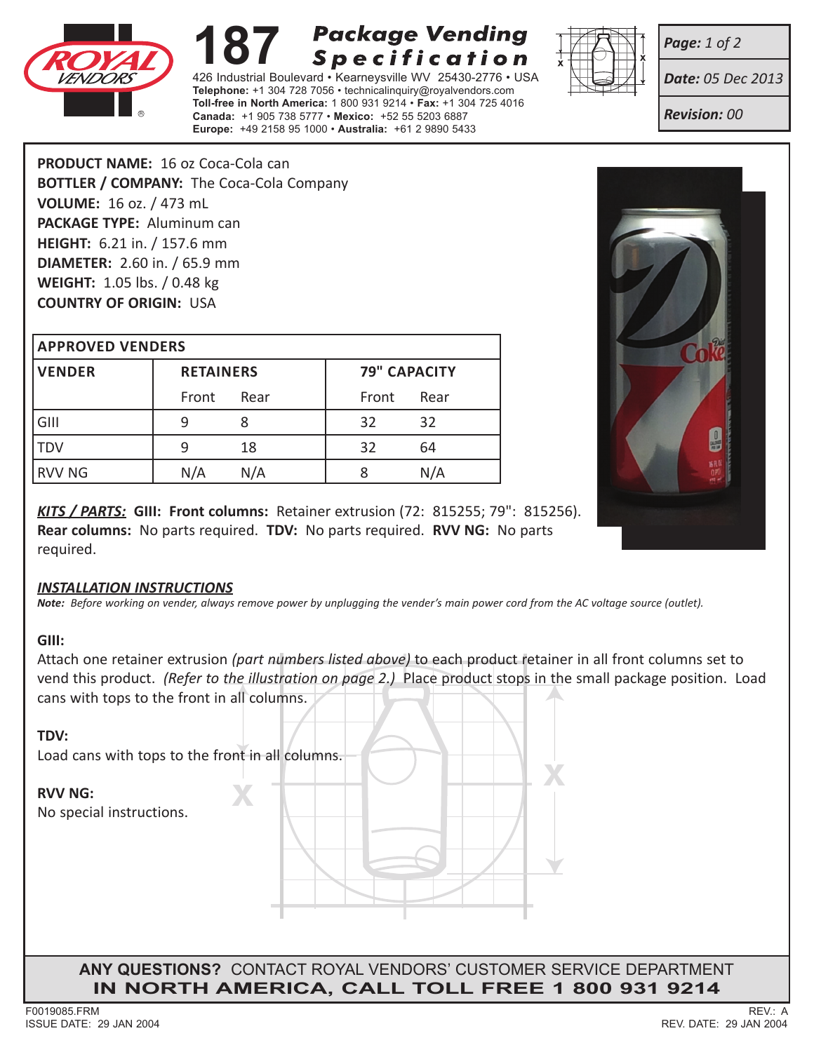# 187 Package Vending Specification

426 Industrial Boulevard • Kearneysville WV 25430-2776 • USA
**Telephone:** +1 304 728 7056 • technicalinquiry@royalvendors.com
**Toll-free in North America:** 1 800 931 9214 • **Fax:** +1 304 725 4016
**Canada:** +1 905 738 5777 • **Mexico:** +52 55 5203 6887
**Europe:** +49 2158 95 1000 • **Australia:** +61 2 9890 5433

***Page:*** *1 of 2*
***Date:*** *05 Dec 2013*
***Revision:*** *00*

**PRODUCT NAME:** 16 oz Coca-Cola can
**BOTTLER / COMPANY:** The Coca-Cola Company
**VOLUME:** 16 oz. / 473 mL
**PACKAGE TYPE:** Aluminum can
**HEIGHT:** 6.21 in. / 157.6 mm
**DIAMETER:** 2.60 in. / 65.9 mm
**WEIGHT:** 1.05 lbs. / 0.48 kg
**COUNTRY OF ORIGIN:** USA

| APPROVED VENDERS | | | | |
|---|---|---|---|---|
| **VENDER** | **RETAINERS** | | **79" CAPACITY** | |
| | Front | Rear | Front | Rear |
| GIII | 9 | 8 | 32 | 32 |
| TDV | 9 | 18 | 32 | 64 |
| RVV NG | N/A | N/A | 8 | N/A |

***KITS / PARTS:*** **GIII: Front columns:** Retainer extrusion (72: 815255; 79": 815256). **Rear columns:** No parts required. **TDV:** No parts required. **RVV NG:** No parts required.

## *INSTALLATION INSTRUCTIONS*

***Note:*** *Before working on vender, always remove power by unplugging the vender's main power cord from the AC voltage source (outlet).*

**GIII:**
Attach one retainer extrusion *(part numbers listed above)* to each product retainer in all front columns set to vend this product. *(Refer to the illustration on page 2.)* Place product stops in the small package position. Load cans with tops to the front in all columns.

**TDV:**
Load cans with tops to the front in all columns.

**RVV NG:**
No special instructions.

**ANY QUESTIONS?** CONTACT ROYAL VENDORS' CUSTOMER SERVICE DEPARTMENT
**IN NORTH AMERICA, CALL TOLL FREE 1 800 931 9214**

F0019085.FRM
ISSUE DATE: 29 JAN 2004

REV.: A
REV. DATE: 29 JAN 2004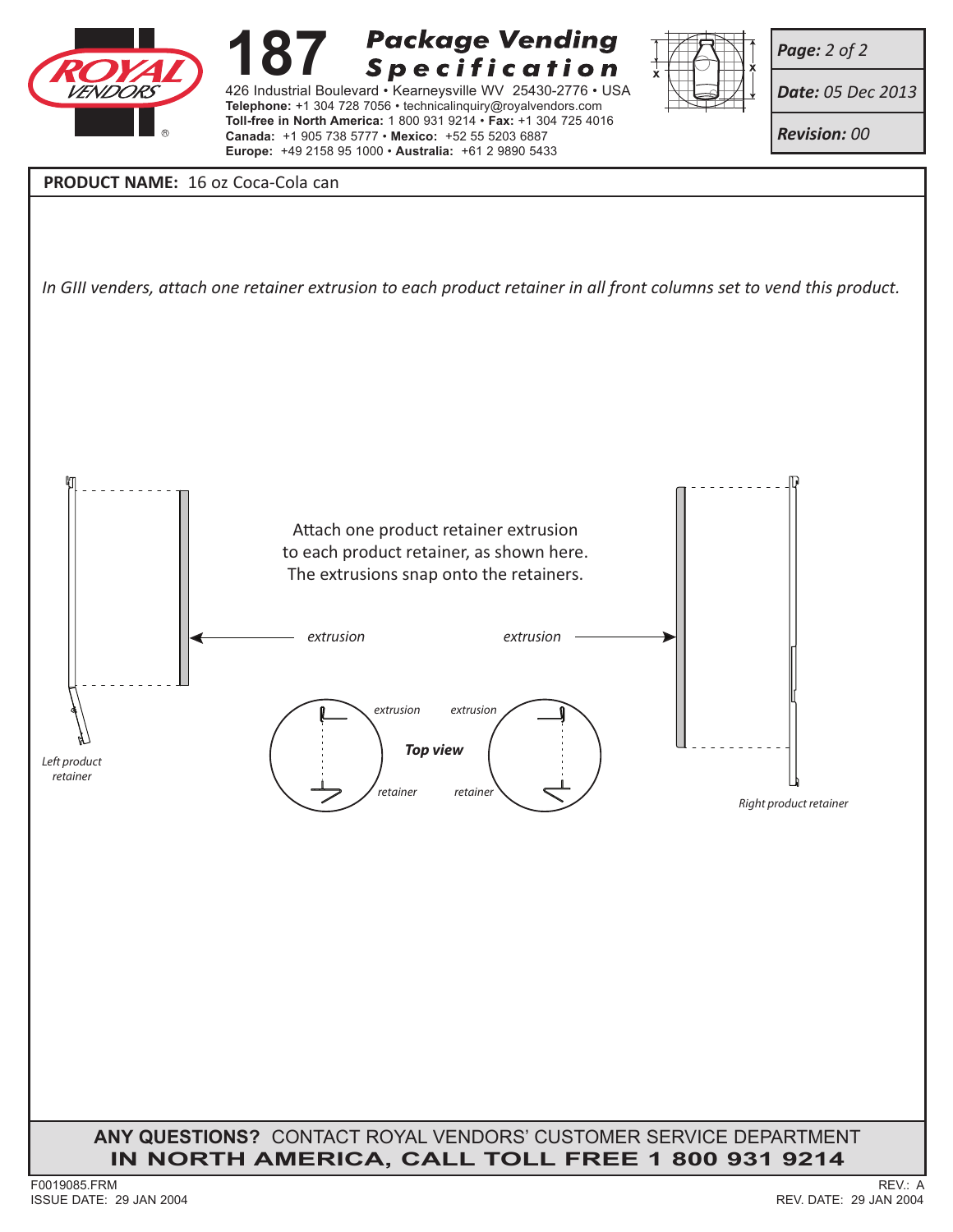# 187 Package Vending Specification

426 Industrial Boulevard • Kearneysville WV 25430-2776 • USA
**Telephone:** +1 304 728 7056 • technicalinquiry@royalvendors.com
**Toll-free in North America:** 1 800 931 9214 • **Fax:** +1 304 725 4016
**Canada:** +1 905 738 5777 • **Mexico:** +52 55 5203 6887
**Europe:** +49 2158 95 1000 • **Australia:** +61 2 9890 5433

***Page:** 2 of 2*

***Date:** 05 Dec 2013*

***Revision:** 00*

**PRODUCT NAME:** 16 oz Coca-Cola can

*In GIII venders, attach one retainer extrusion to each product retainer in all front columns set to vend this product.*

Attach one product retainer extrusion to each product retainer, as shown here. The extrusions snap onto the retainers.

*extrusion*

*extrusion*

*Left product retainer*

*Right product retainer*

***Top view***

*extrusion*

*extrusion*

*retainer*

*retainer*

**ANY QUESTIONS?** CONTACT ROYAL VENDORS' CUSTOMER SERVICE DEPARTMENT
**IN NORTH AMERICA, CALL TOLL FREE 1 800 931 9214**

F0019085.FRM
ISSUE DATE: 29 JAN 2004

REV.: A
REV. DATE: 29 JAN 2004